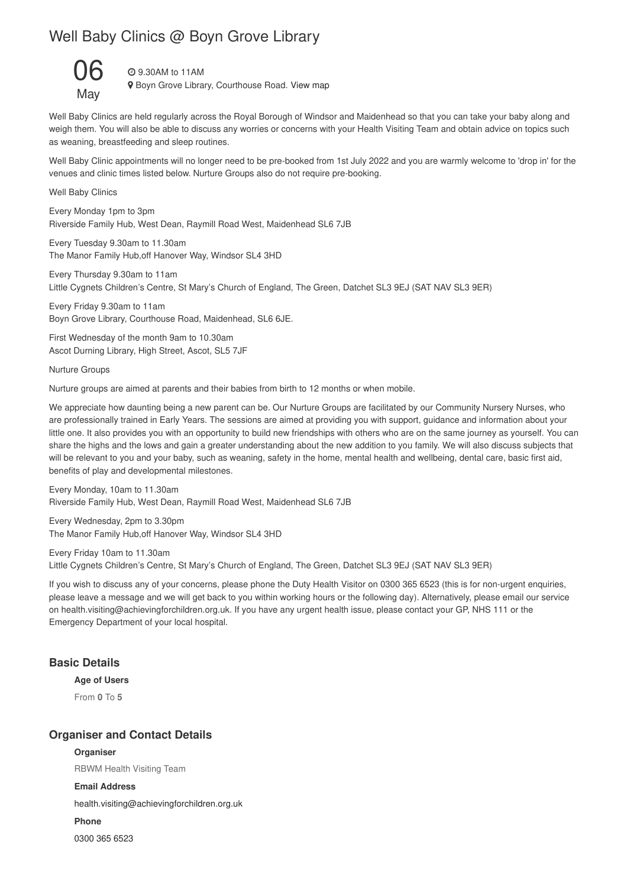# Well Baby Clinics @ Boyn Grove Library

06
May

9.30AM to 11AM
Boyn Grove Library, Courthouse Road. View map

Well Baby Clinics are held regularly across the Royal Borough of Windsor and Maidenhead so that you can take your baby along and weigh them. You will also be able to discuss any worries or concerns with your Health Visiting Team and obtain advice on topics such as weaning, breastfeeding and sleep routines.

Well Baby Clinic appointments will no longer need to be pre-booked from 1st July 2022 and you are warmly welcome to 'drop in' for the venues and clinic times listed below. Nurture Groups also do not require pre-booking.

Well Baby Clinics

Every Monday 1pm to 3pm
Riverside Family Hub, West Dean, Raymill Road West, Maidenhead SL6 7JB

Every Tuesday 9.30am to 11.30am
The Manor Family Hub,off Hanover Way, Windsor SL4 3HD

Every Thursday 9.30am to 11am
Little Cygnets Children's Centre, St Mary's Church of England, The Green, Datchet SL3 9EJ (SAT NAV SL3 9ER)

Every Friday 9.30am to 11am
Boyn Grove Library, Courthouse Road, Maidenhead, SL6 6JE.

First Wednesday of the month 9am to 10.30am
Ascot Durning Library, High Street, Ascot, SL5 7JF

Nurture Groups

Nurture groups are aimed at parents and their babies from birth to 12 months or when mobile.

We appreciate how daunting being a new parent can be. Our Nurture Groups are facilitated by our Community Nursery Nurses, who are professionally trained in Early Years. The sessions are aimed at providing you with support, guidance and information about your little one. It also provides you with an opportunity to build new friendships with others who are on the same journey as yourself. You can share the highs and the lows and gain a greater understanding about the new addition to you family. We will also discuss subjects that will be relevant to you and your baby, such as weaning, safety in the home, mental health and wellbeing, dental care, basic first aid, benefits of play and developmental milestones.

Every Monday, 10am to 11.30am
Riverside Family Hub, West Dean, Raymill Road West, Maidenhead SL6 7JB

Every Wednesday, 2pm to 3.30pm
The Manor Family Hub,off Hanover Way, Windsor SL4 3HD

Every Friday 10am to 11.30am
Little Cygnets Children's Centre, St Mary's Church of England, The Green, Datchet SL3 9EJ (SAT NAV SL3 9ER)

If you wish to discuss any of your concerns, please phone the Duty Health Visitor on 0300 365 6523 (this is for non-urgent enquiries, please leave a message and we will get back to you within working hours or the following day). Alternatively, please email our service on health.visiting@achievingforchildren.org.uk. If you have any urgent health issue, please contact your GP, NHS 111 or the Emergency Department of your local hospital.

## Basic Details

**Age of Users**

From **0** To **5**

## Organiser and Contact Details

**Organiser**

RBWM Health Visiting Team

**Email Address**

health.visiting@achievingforchildren.org.uk

**Phone**

0300 365 6523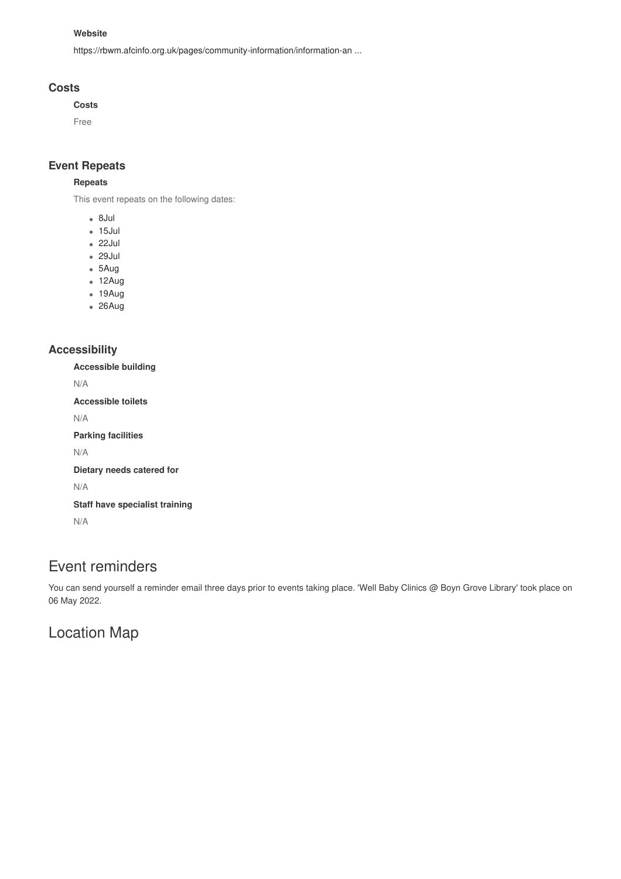**Website**

https://rbwm.afcinfo.org.uk/pages/community-information/information-an ...

## Costs

**Costs**

Free

## Event Repeats

**Repeats**

This event repeats on the following dates:

- 8Jul
- 15Jul
- 22Jul
- 29Jul
- 5Aug
- 12Aug
- 19Aug
- 26Aug

## Accessibility

**Accessible building**

N/A

**Accessible toilets**

N/A

**Parking facilities**

N/A

**Dietary needs catered for**

N/A

**Staff have specialist training**

N/A

# Event reminders

You can send yourself a reminder email three days prior to events taking place. 'Well Baby Clinics @ Boyn Grove Library' took place on 06 May 2022.

# Location Map